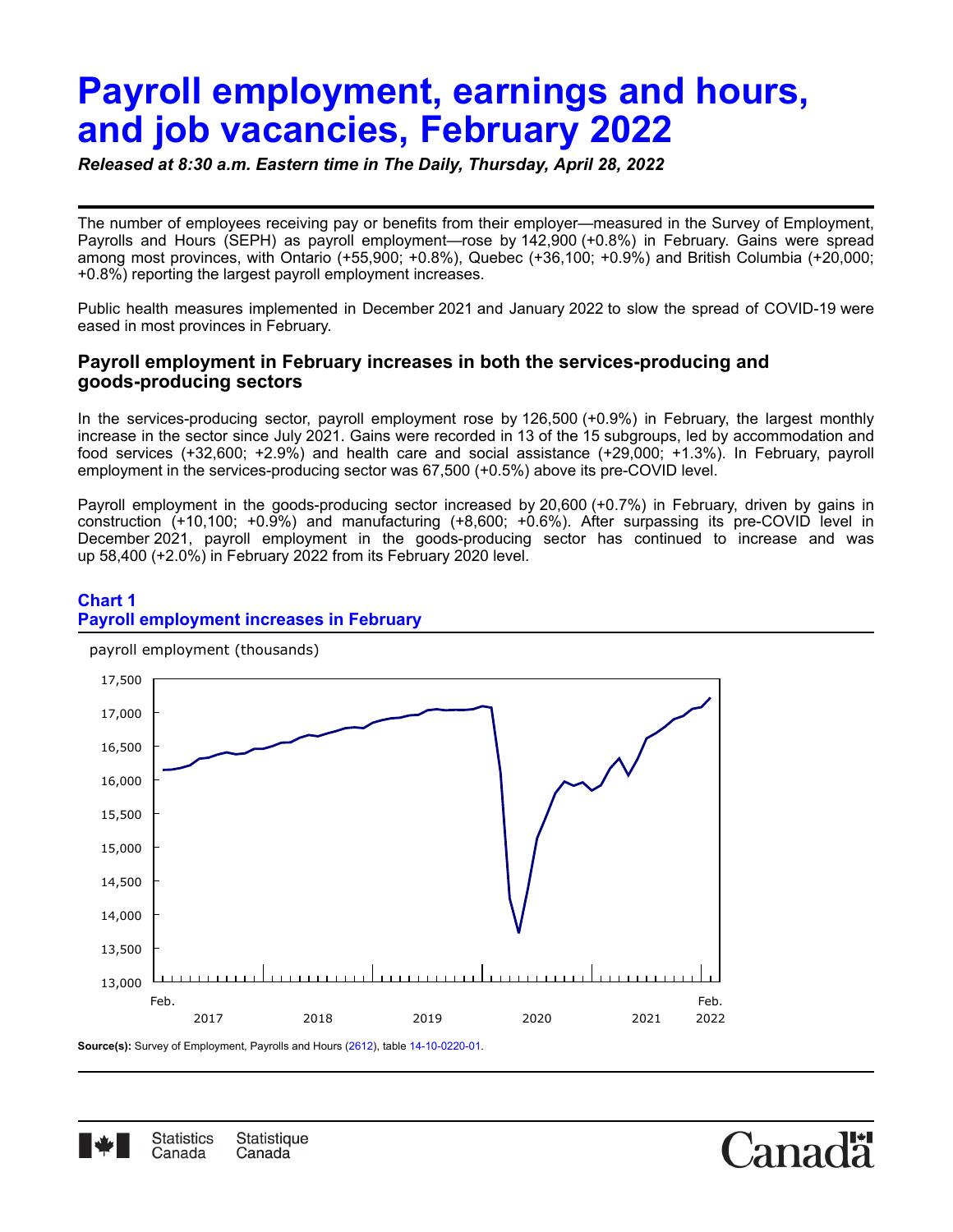# Payroll employment, earnings and hours, and job vacancies, February 2022

*Released at 8:30 a.m. Eastern time in The Daily, Thursday, April 28, 2022*

The number of employees receiving pay or benefits from their employer—measured in the Survey of Employment, Payrolls and Hours (SEPH) as payroll employment—rose by 142,900 (+0.8%) in February. Gains were spread among most provinces, with Ontario (+55,900; +0.8%), Quebec (+36,100; +0.9%) and British Columbia (+20,000; +0.8%) reporting the largest payroll employment increases.

Public health measures implemented in December 2021 and January 2022 to slow the spread of COVID-19 were eased in most provinces in February.

### Payroll employment in February increases in both the services-producing and goods-producing sectors

In the services-producing sector, payroll employment rose by 126,500 (+0.9%) in February, the largest monthly increase in the sector since July 2021. Gains were recorded in 13 of the 15 subgroups, led by accommodation and food services (+32,600; +2.9%) and health care and social assistance (+29,000; +1.3%). In February, payroll employment in the services-producing sector was 67,500 (+0.5%) above its pre-COVID level.

Payroll employment in the goods-producing sector increased by 20,600 (+0.7%) in February, driven by gains in construction (+10,100; +0.9%) and manufacturing (+8,600; +0.6%). After surpassing its pre-COVID level in December 2021, payroll employment in the goods-producing sector has continued to increase and was up 58,400 (+2.0%) in February 2022 from its February 2020 level.

**Chart 1**
**Payroll employment increases in February**

payroll employment (thousands)

Y-axis: 13,000 to 17,500; X-axis: Feb. 2017 to Feb. 2022

**Source(s):** Survey of Employment, Payrolls and Hours (2612), table 14-10-0220-01.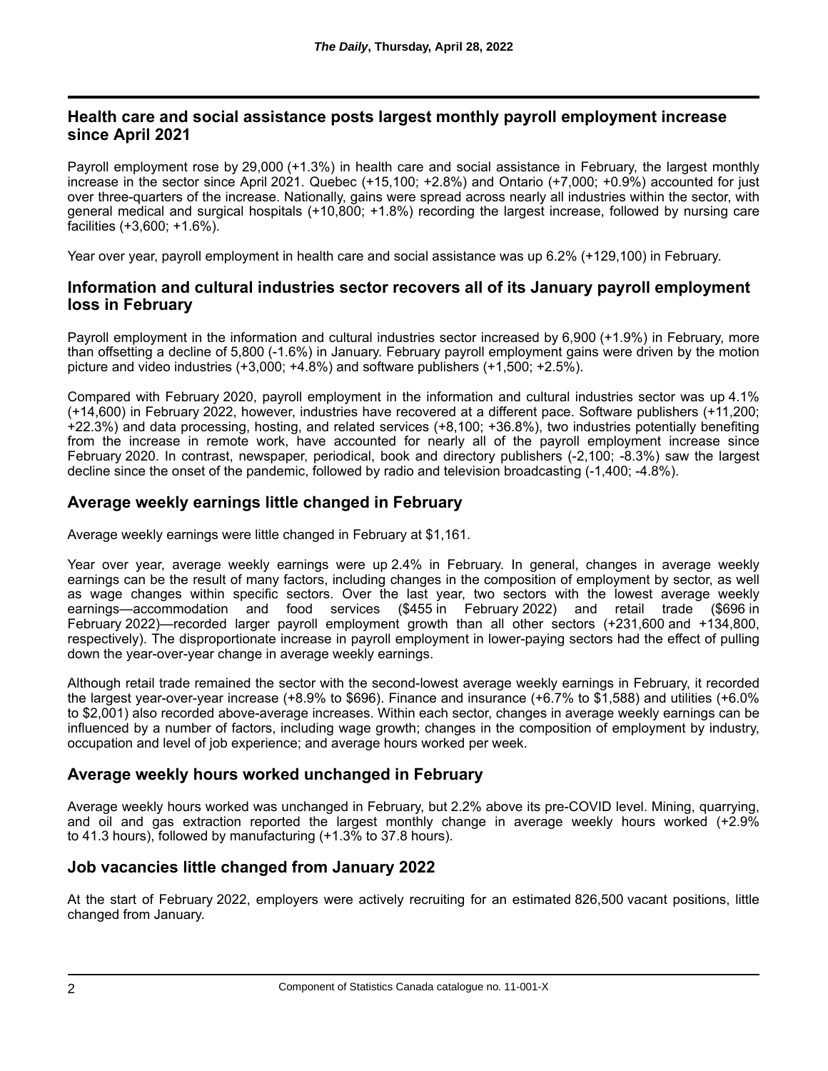## Health care and social assistance posts largest monthly payroll employment increase since April 2021

Payroll employment rose by 29,000 (+1.3%) in health care and social assistance in February, the largest monthly increase in the sector since April 2021. Quebec (+15,100; +2.8%) and Ontario (+7,000; +0.9%) accounted for just over three-quarters of the increase. Nationally, gains were spread across nearly all industries within the sector, with general medical and surgical hospitals (+10,800; +1.8%) recording the largest increase, followed by nursing care facilities (+3,600; +1.6%).

Year over year, payroll employment in health care and social assistance was up 6.2% (+129,100) in February.

## Information and cultural industries sector recovers all of its January payroll employment loss in February

Payroll employment in the information and cultural industries sector increased by 6,900 (+1.9%) in February, more than offsetting a decline of 5,800 (-1.6%) in January. February payroll employment gains were driven by the motion picture and video industries (+3,000; +4.8%) and software publishers (+1,500; +2.5%).

Compared with February 2020, payroll employment in the information and cultural industries sector was up 4.1% (+14,600) in February 2022, however, industries have recovered at a different pace. Software publishers (+11,200; +22.3%) and data processing, hosting, and related services (+8,100; +36.8%), two industries potentially benefiting from the increase in remote work, have accounted for nearly all of the payroll employment increase since February 2020. In contrast, newspaper, periodical, book and directory publishers (-2,100; -8.3%) saw the largest decline since the onset of the pandemic, followed by radio and television broadcasting (-1,400; -4.8%).

## Average weekly earnings little changed in February

Average weekly earnings were little changed in February at $1,161.

Year over year, average weekly earnings were up 2.4% in February. In general, changes in average weekly earnings can be the result of many factors, including changes in the composition of employment by sector, as well as wage changes within specific sectors. Over the last year, two sectors with the lowest average weekly earnings—accommodation and food services ($455 in February 2022) and retail trade ($696 in February 2022)—recorded larger payroll employment growth than all other sectors (+231,600 and +134,800, respectively). The disproportionate increase in payroll employment in lower-paying sectors had the effect of pulling down the year-over-year change in average weekly earnings.

Although retail trade remained the sector with the second-lowest average weekly earnings in February, it recorded the largest year-over-year increase (+8.9% to $696). Finance and insurance (+6.7% to $1,588) and utilities (+6.0% to $2,001) also recorded above-average increases. Within each sector, changes in average weekly earnings can be influenced by a number of factors, including wage growth; changes in the composition of employment by industry, occupation and level of job experience; and average hours worked per week.

## Average weekly hours worked unchanged in February

Average weekly hours worked was unchanged in February, but 2.2% above its pre-COVID level. Mining, quarrying, and oil and gas extraction reported the largest monthly change in average weekly hours worked (+2.9% to 41.3 hours), followed by manufacturing (+1.3% to 37.8 hours).

## Job vacancies little changed from January 2022

At the start of February 2022, employers were actively recruiting for an estimated 826,500 vacant positions, little changed from January.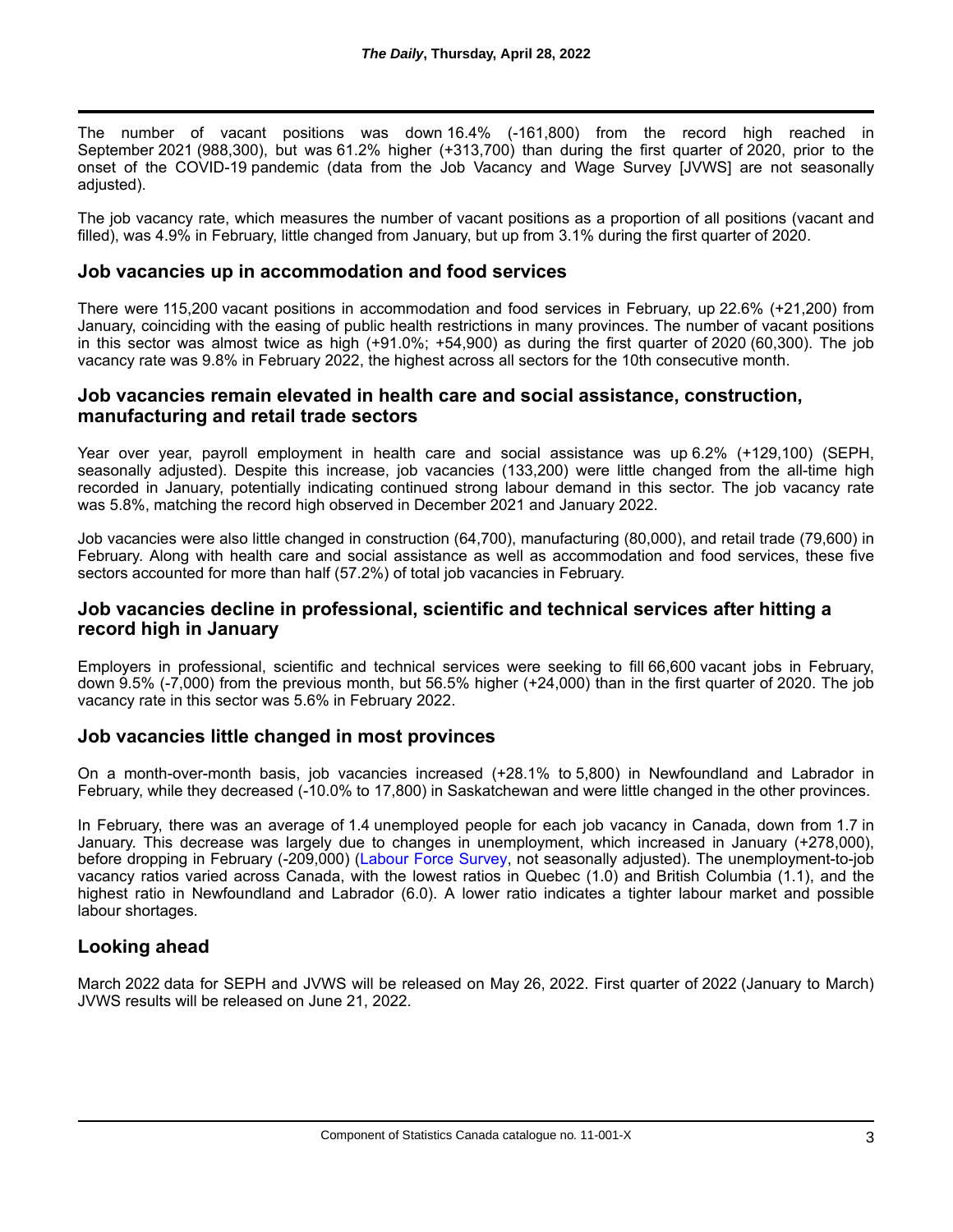The number of vacant positions was down 16.4% (-161,800) from the record high reached in September 2021 (988,300), but was 61.2% higher (+313,700) than during the first quarter of 2020, prior to the onset of the COVID-19 pandemic (data from the Job Vacancy and Wage Survey [JVWS] are not seasonally adjusted).

The job vacancy rate, which measures the number of vacant positions as a proportion of all positions (vacant and filled), was 4.9% in February, little changed from January, but up from 3.1% during the first quarter of 2020.

## Job vacancies up in accommodation and food services

There were 115,200 vacant positions in accommodation and food services in February, up 22.6% (+21,200) from January, coinciding with the easing of public health restrictions in many provinces. The number of vacant positions in this sector was almost twice as high (+91.0%; +54,900) as during the first quarter of 2020 (60,300). The job vacancy rate was 9.8% in February 2022, the highest across all sectors for the 10th consecutive month.

## Job vacancies remain elevated in health care and social assistance, construction, manufacturing and retail trade sectors

Year over year, payroll employment in health care and social assistance was up 6.2% (+129,100) (SEPH, seasonally adjusted). Despite this increase, job vacancies (133,200) were little changed from the all-time high recorded in January, potentially indicating continued strong labour demand in this sector. The job vacancy rate was 5.8%, matching the record high observed in December 2021 and January 2022.

Job vacancies were also little changed in construction (64,700), manufacturing (80,000), and retail trade (79,600) in February. Along with health care and social assistance as well as accommodation and food services, these five sectors accounted for more than half (57.2%) of total job vacancies in February.

## Job vacancies decline in professional, scientific and technical services after hitting a record high in January

Employers in professional, scientific and technical services were seeking to fill 66,600 vacant jobs in February, down 9.5% (-7,000) from the previous month, but 56.5% higher (+24,000) than in the first quarter of 2020. The job vacancy rate in this sector was 5.6% in February 2022.

## Job vacancies little changed in most provinces

On a month-over-month basis, job vacancies increased (+28.1% to 5,800) in Newfoundland and Labrador in February, while they decreased (-10.0% to 17,800) in Saskatchewan and were little changed in the other provinces.

In February, there was an average of 1.4 unemployed people for each job vacancy in Canada, down from 1.7 in January. This decrease was largely due to changes in unemployment, which increased in January (+278,000), before dropping in February (-209,000) (Labour Force Survey, not seasonally adjusted). The unemployment-to-job vacancy ratios varied across Canada, with the lowest ratios in Quebec (1.0) and British Columbia (1.1), and the highest ratio in Newfoundland and Labrador (6.0). A lower ratio indicates a tighter labour market and possible labour shortages.

## Looking ahead

March 2022 data for SEPH and JVWS will be released on May 26, 2022. First quarter of 2022 (January to March) JVWS results will be released on June 21, 2022.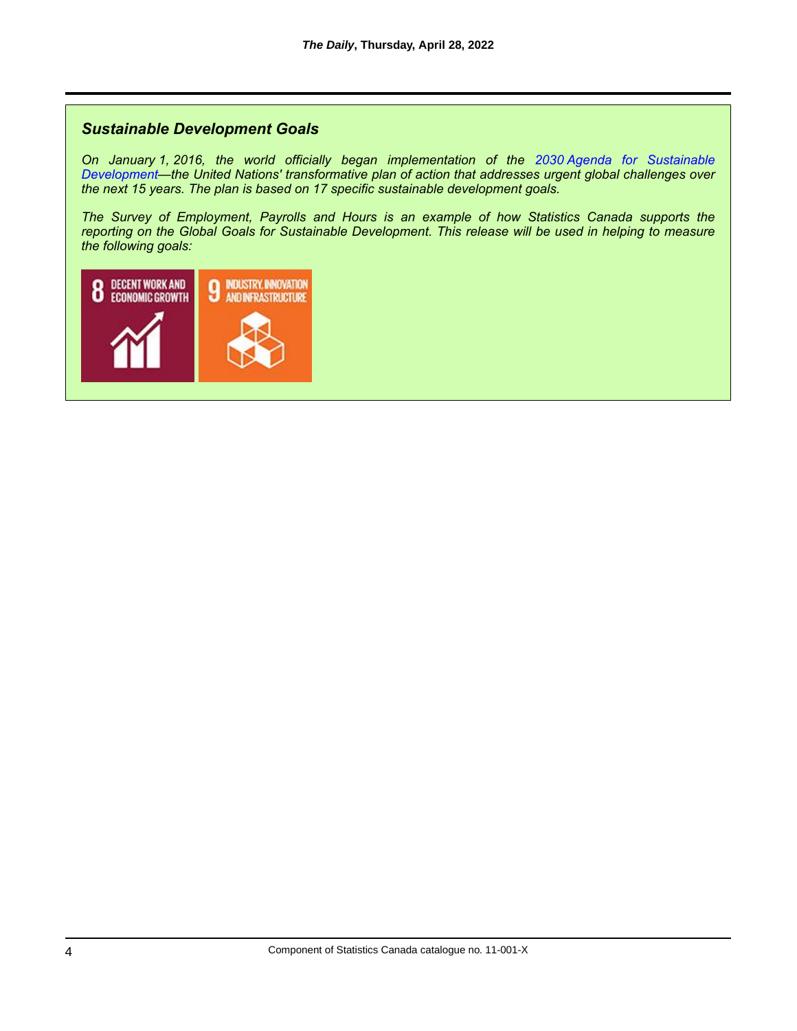## *Sustainable Development Goals*

*On January 1, 2016, the world officially began implementation of the 2030 Agenda for Sustainable Development—the United Nations' transformative plan of action that addresses urgent global challenges over the next 15 years. The plan is based on 17 specific sustainable development goals.*

*The Survey of Employment, Payrolls and Hours is an example of how Statistics Canada supports the reporting on the Global Goals for Sustainable Development. This release will be used in helping to measure the following goals:*

8 DECENT WORK AND ECONOMIC GROWTH

9 INDUSTRY, INNOVATION AND INFRASTRUCTURE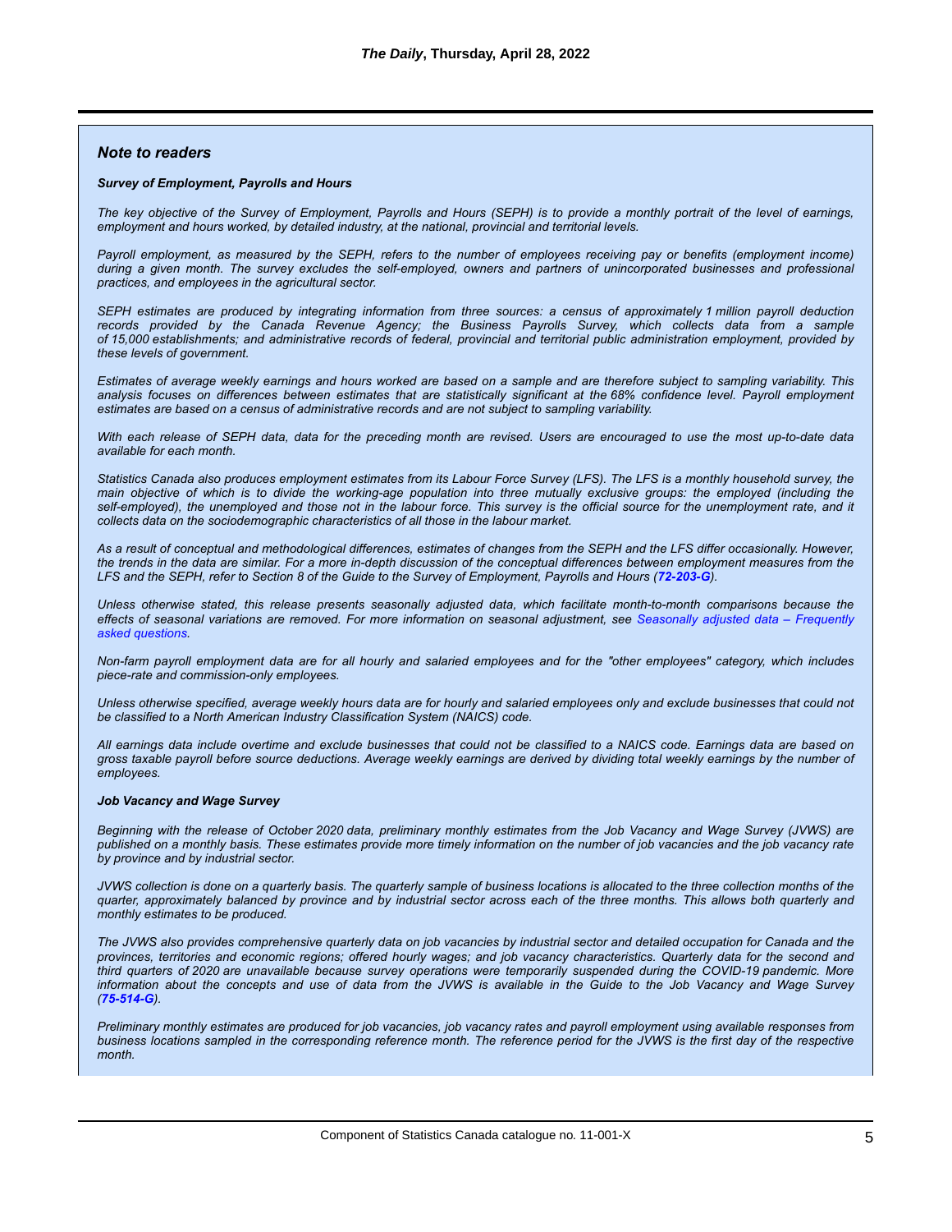## Note to readers

### Survey of Employment, Payrolls and Hours

*The key objective of the Survey of Employment, Payrolls and Hours (SEPH) is to provide a monthly portrait of the level of earnings, employment and hours worked, by detailed industry, at the national, provincial and territorial levels.*

*Payroll employment, as measured by the SEPH, refers to the number of employees receiving pay or benefits (employment income) during a given month. The survey excludes the self-employed, owners and partners of unincorporated businesses and professional practices, and employees in the agricultural sector.*

*SEPH estimates are produced by integrating information from three sources: a census of approximately 1 million payroll deduction records provided by the Canada Revenue Agency; the Business Payrolls Survey, which collects data from a sample of 15,000 establishments; and administrative records of federal, provincial and territorial public administration employment, provided by these levels of government.*

*Estimates of average weekly earnings and hours worked are based on a sample and are therefore subject to sampling variability. This analysis focuses on differences between estimates that are statistically significant at the 68% confidence level. Payroll employment estimates are based on a census of administrative records and are not subject to sampling variability.*

*With each release of SEPH data, data for the preceding month are revised. Users are encouraged to use the most up-to-date data available for each month.*

*Statistics Canada also produces employment estimates from its Labour Force Survey (LFS). The LFS is a monthly household survey, the main objective of which is to divide the working-age population into three mutually exclusive groups: the employed (including the self-employed), the unemployed and those not in the labour force. This survey is the official source for the unemployment rate, and it collects data on the sociodemographic characteristics of all those in the labour market.*

*As a result of conceptual and methodological differences, estimates of changes from the SEPH and the LFS differ occasionally. However, the trends in the data are similar. For a more in-depth discussion of the conceptual differences between employment measures from the LFS and the SEPH, refer to Section 8 of the Guide to the Survey of Employment, Payrolls and Hours (**72-203-G**).*

*Unless otherwise stated, this release presents seasonally adjusted data, which facilitate month-to-month comparisons because the effects of seasonal variations are removed. For more information on seasonal adjustment, see Seasonally adjusted data – Frequently asked questions.*

*Non-farm payroll employment data are for all hourly and salaried employees and for the "other employees" category, which includes piece-rate and commission-only employees.*

*Unless otherwise specified, average weekly hours data are for hourly and salaried employees only and exclude businesses that could not be classified to a North American Industry Classification System (NAICS) code.*

*All earnings data include overtime and exclude businesses that could not be classified to a NAICS code. Earnings data are based on gross taxable payroll before source deductions. Average weekly earnings are derived by dividing total weekly earnings by the number of employees.*

### Job Vacancy and Wage Survey

*Beginning with the release of October 2020 data, preliminary monthly estimates from the Job Vacancy and Wage Survey (JVWS) are published on a monthly basis. These estimates provide more timely information on the number of job vacancies and the job vacancy rate by province and by industrial sector.*

*JVWS collection is done on a quarterly basis. The quarterly sample of business locations is allocated to the three collection months of the quarter, approximately balanced by province and by industrial sector across each of the three months. This allows both quarterly and monthly estimates to be produced.*

*The JVWS also provides comprehensive quarterly data on job vacancies by industrial sector and detailed occupation for Canada and the provinces, territories and economic regions; offered hourly wages; and job vacancy characteristics. Quarterly data for the second and third quarters of 2020 are unavailable because survey operations were temporarily suspended during the COVID-19 pandemic. More information about the concepts and use of data from the JVWS is available in the Guide to the Job Vacancy and Wage Survey (**75-514-G**).*

*Preliminary monthly estimates are produced for job vacancies, job vacancy rates and payroll employment using available responses from business locations sampled in the corresponding reference month. The reference period for the JVWS is the first day of the respective month.*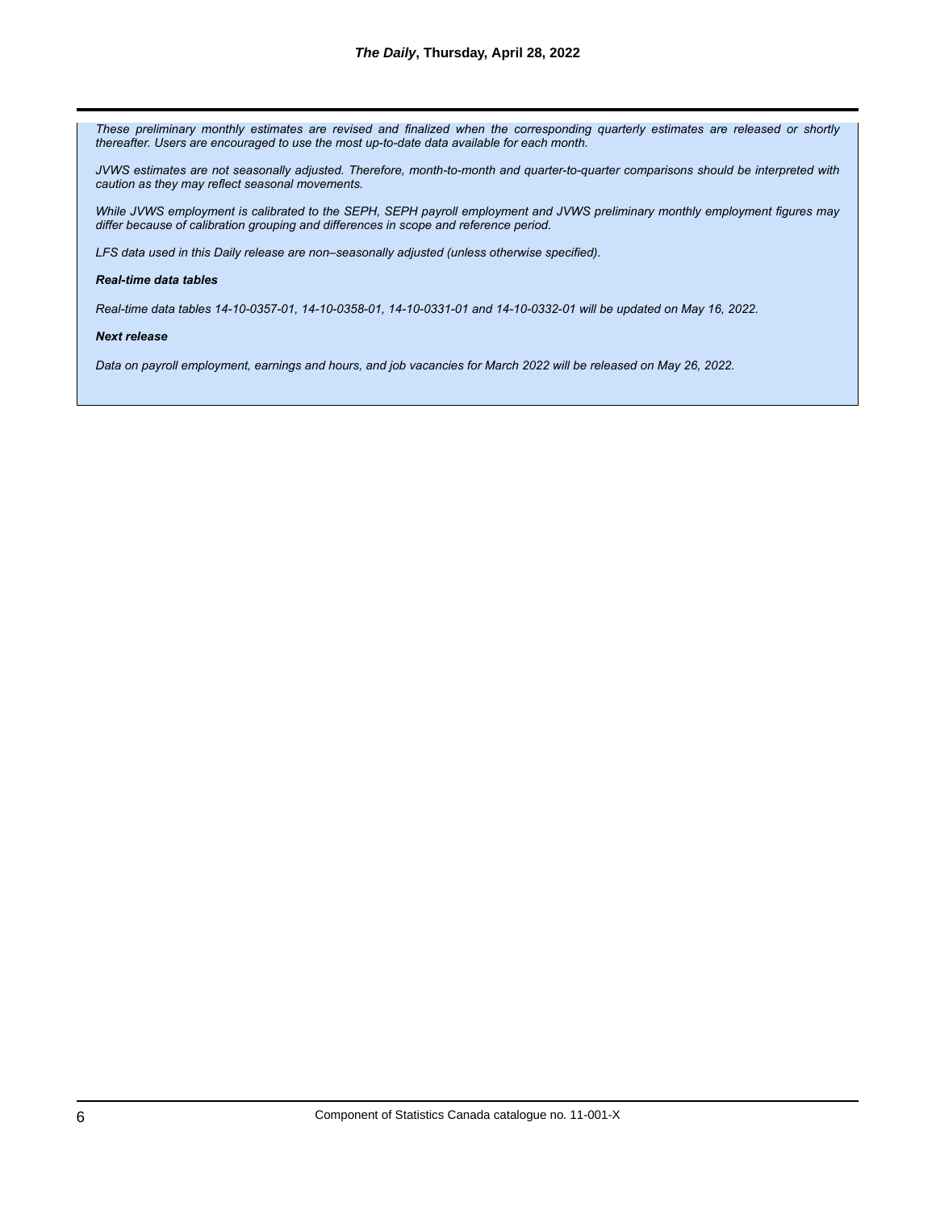*These preliminary monthly estimates are revised and finalized when the corresponding quarterly estimates are released or shortly thereafter. Users are encouraged to use the most up-to-date data available for each month.*

*JVWS estimates are not seasonally adjusted. Therefore, month-to-month and quarter-to-quarter comparisons should be interpreted with caution as they may reflect seasonal movements.*

*While JVWS employment is calibrated to the SEPH, SEPH payroll employment and JVWS preliminary monthly employment figures may differ because of calibration grouping and differences in scope and reference period.*

*LFS data used in this Daily release are non–seasonally adjusted (unless otherwise specified).*

***Real-time data tables***

*Real-time data tables 14-10-0357-01, 14-10-0358-01, 14-10-0331-01 and 14-10-0332-01 will be updated on May 16, 2022.*

***Next release***

*Data on payroll employment, earnings and hours, and job vacancies for March 2022 will be released on May 26, 2022.*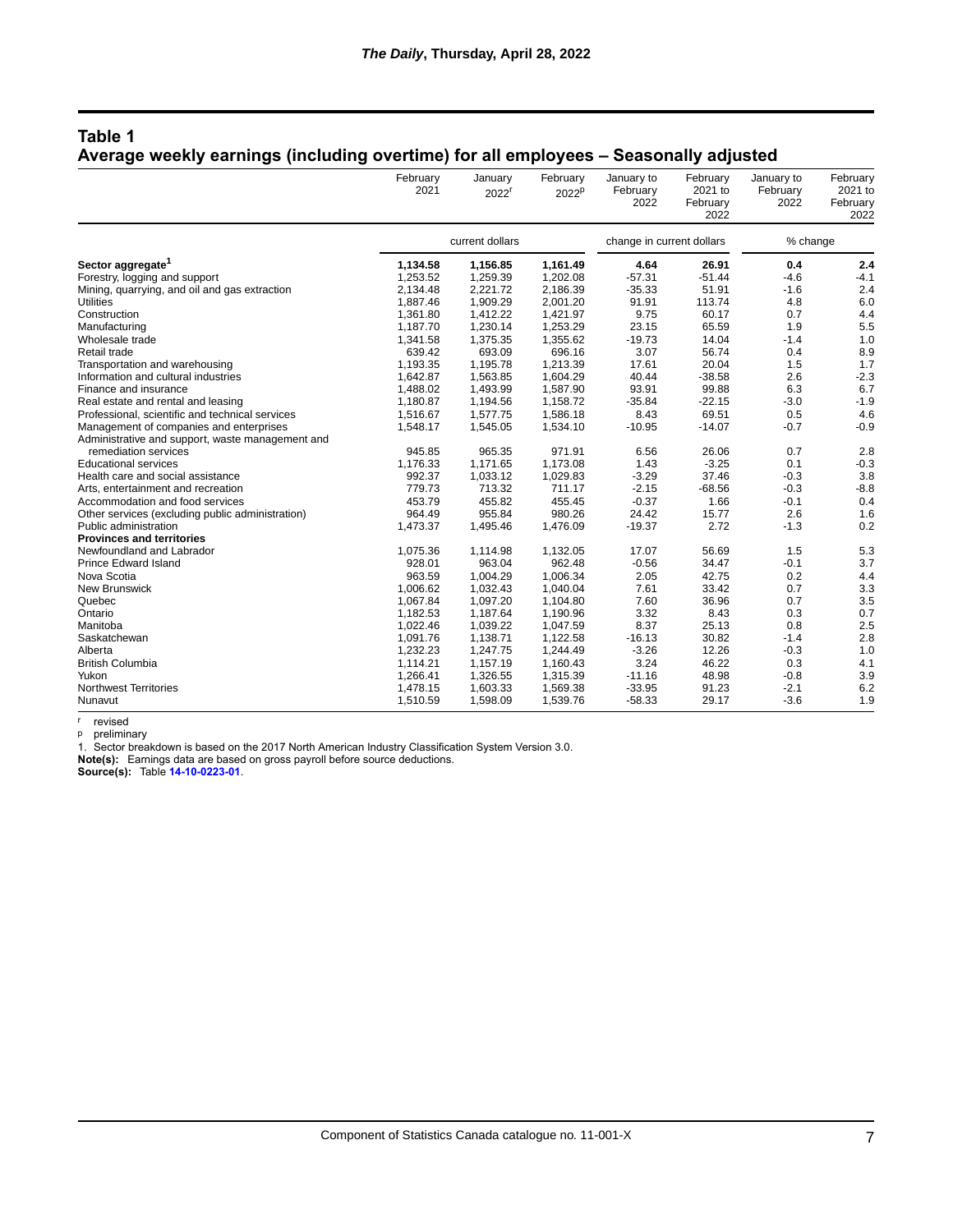## Table 1
## Average weekly earnings (including overtime) for all employees – Seasonally adjusted

| | February 2021 | January 2022[r] | February 2022[p] | January to February 2022 | February 2021 to February 2022 | January to February 2022 | February 2021 to February 2022 |
|---|---|---|---|---|---|---|---|
| | current dollars | | | change in current dollars | | % change | |
| **Sector aggregate[1]** | **1,134.58** | **1,156.85** | **1,161.49** | **4.64** | **26.91** | **0.4** | **2.4** |
| Forestry, logging and support | 1,253.52 | 1,259.39 | 1,202.08 | -57.31 | -51.44 | -4.6 | -4.1 |
| Mining, quarrying, and oil and gas extraction | 2,134.48 | 2,221.72 | 2,186.39 | -35.33 | 51.91 | -1.6 | 2.4 |
| Utilities | 1,887.46 | 1,909.29 | 2,001.20 | 91.91 | 113.74 | 4.8 | 6.0 |
| Construction | 1,361.80 | 1,412.22 | 1,421.97 | 9.75 | 60.17 | 0.7 | 4.4 |
| Manufacturing | 1,187.70 | 1,230.14 | 1,253.29 | 23.15 | 65.59 | 1.9 | 5.5 |
| Wholesale trade | 1,341.58 | 1,375.35 | 1,355.62 | -19.73 | 14.04 | -1.4 | 1.0 |
| Retail trade | 639.42 | 693.09 | 696.16 | 3.07 | 56.74 | 0.4 | 8.9 |
| Transportation and warehousing | 1,193.35 | 1,195.78 | 1,213.39 | 17.61 | 20.04 | 1.5 | 1.7 |
| Information and cultural industries | 1,642.87 | 1,563.85 | 1,604.29 | 40.44 | -38.58 | 2.6 | -2.3 |
| Finance and insurance | 1,488.02 | 1,493.99 | 1,587.90 | 93.91 | 99.88 | 6.3 | 6.7 |
| Real estate and rental and leasing | 1,180.87 | 1,194.56 | 1,158.72 | -35.84 | -22.15 | -3.0 | -1.9 |
| Professional, scientific and technical services | 1,516.67 | 1,577.75 | 1,586.18 | 8.43 | 69.51 | 0.5 | 4.6 |
| Management of companies and enterprises | 1,548.17 | 1,545.05 | 1,534.10 | -10.95 | -14.07 | -0.7 | -0.9 |
| Administrative and support, waste management and remediation services | 945.85 | 965.35 | 971.91 | 6.56 | 26.06 | 0.7 | 2.8 |
| Educational services | 1,176.33 | 1,171.65 | 1,173.08 | 1.43 | -3.25 | 0.1 | -0.3 |
| Health care and social assistance | 992.37 | 1,033.12 | 1,029.83 | -3.29 | 37.46 | -0.3 | 3.8 |
| Arts, entertainment and recreation | 779.73 | 713.32 | 711.17 | -2.15 | -68.56 | -0.3 | -8.8 |
| Accommodation and food services | 453.79 | 455.82 | 455.45 | -0.37 | 1.66 | -0.1 | 0.4 |
| Other services (excluding public administration) | 964.49 | 955.84 | 980.26 | 24.42 | 15.77 | 2.6 | 1.6 |
| Public administration | 1,473.37 | 1,495.46 | 1,476.09 | -19.37 | 2.72 | -1.3 | 0.2 |
| **Provinces and territories** | | | | | | | |
| Newfoundland and Labrador | 1,075.36 | 1,114.98 | 1,132.05 | 17.07 | 56.69 | 1.5 | 5.3 |
| Prince Edward Island | 928.01 | 963.04 | 962.48 | -0.56 | 34.47 | -0.1 | 3.7 |
| Nova Scotia | 963.59 | 1,004.29 | 1,006.34 | 2.05 | 42.75 | 0.2 | 4.4 |
| New Brunswick | 1,006.62 | 1,032.43 | 1,040.04 | 7.61 | 33.42 | 0.7 | 3.3 |
| Quebec | 1,067.84 | 1,097.20 | 1,104.80 | 7.60 | 36.96 | 0.7 | 3.5 |
| Ontario | 1,182.53 | 1,187.64 | 1,190.96 | 3.32 | 8.43 | 0.3 | 0.7 |
| Manitoba | 1,022.46 | 1,039.22 | 1,047.59 | 8.37 | 25.13 | 0.8 | 2.5 |
| Saskatchewan | 1,091.76 | 1,138.71 | 1,122.58 | -16.13 | 30.82 | -1.4 | 2.8 |
| Alberta | 1,232.23 | 1,247.75 | 1,244.49 | -3.26 | 12.26 | -0.3 | 1.0 |
| British Columbia | 1,114.21 | 1,157.19 | 1,160.43 | 3.24 | 46.22 | 0.3 | 4.1 |
| Yukon | 1,266.41 | 1,326.55 | 1,315.39 | -11.16 | 48.98 | -0.8 | 3.9 |
| Northwest Territories | 1,478.15 | 1,603.33 | 1,569.38 | -33.95 | 91.23 | -2.1 | 6.2 |
| Nunavut | 1,510.59 | 1,598.09 | 1,539.76 | -58.33 | 29.17 | -3.6 | 1.9 |

r revised
p preliminary
1. Sector breakdown is based on the 2017 North American Industry Classification System Version 3.0.
**Note(s):** Earnings data are based on gross payroll before source deductions.
**Source(s):** Table **14-10-0223-01**.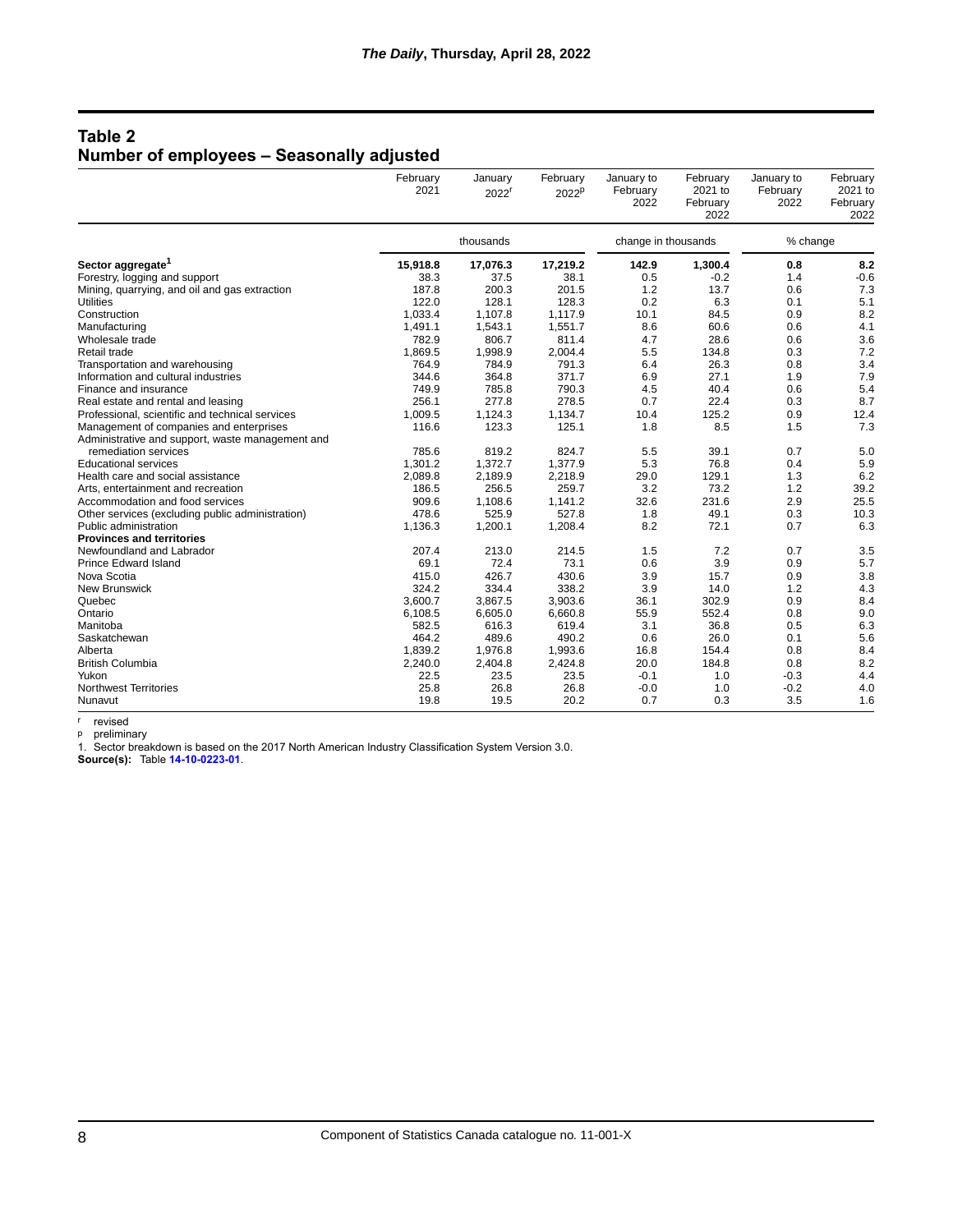## Table 2
## Number of employees – Seasonally adjusted

| | February 2021 | January 2022[r] | February 2022[p] | January to February 2022 | February 2021 to February 2022 | January to February 2022 | February 2021 to February 2022 |
|---|---|---|---|---|---|---|---|
| | thousands | | | change in thousands | | % change | |
| **Sector aggregate[1]** | **15,918.8** | **17,076.3** | **17,219.2** | **142.9** | **1,300.4** | **0.8** | **8.2** |
| Forestry, logging and support | 38.3 | 37.5 | 38.1 | 0.5 | -0.2 | 1.4 | -0.6 |
| Mining, quarrying, and oil and gas extraction | 187.8 | 200.3 | 201.5 | 1.2 | 13.7 | 0.6 | 7.3 |
| Utilities | 122.0 | 128.1 | 128.3 | 0.2 | 6.3 | 0.1 | 5.1 |
| Construction | 1,033.4 | 1,107.8 | 1,117.9 | 10.1 | 84.5 | 0.9 | 8.2 |
| Manufacturing | 1,491.1 | 1,543.1 | 1,551.7 | 8.6 | 60.6 | 0.6 | 4.1 |
| Wholesale trade | 782.9 | 806.7 | 811.4 | 4.7 | 28.6 | 0.6 | 3.6 |
| Retail trade | 1,869.5 | 1,998.9 | 2,004.4 | 5.5 | 134.8 | 0.3 | 7.2 |
| Transportation and warehousing | 764.9 | 784.9 | 791.3 | 6.4 | 26.3 | 0.8 | 3.4 |
| Information and cultural industries | 344.6 | 364.8 | 371.7 | 6.9 | 27.1 | 1.9 | 7.9 |
| Finance and insurance | 749.9 | 785.8 | 790.3 | 4.5 | 40.4 | 0.6 | 5.4 |
| Real estate and rental and leasing | 256.1 | 277.8 | 278.5 | 0.7 | 22.4 | 0.3 | 8.7 |
| Professional, scientific and technical services | 1,009.5 | 1,124.3 | 1,134.7 | 10.4 | 125.2 | 0.9 | 12.4 |
| Management of companies and enterprises | 116.6 | 123.3 | 125.1 | 1.8 | 8.5 | 1.5 | 7.3 |
| Administrative and support, waste management and remediation services | 785.6 | 819.2 | 824.7 | 5.5 | 39.1 | 0.7 | 5.0 |
| Educational services | 1,301.2 | 1,372.7 | 1,377.9 | 5.3 | 76.8 | 0.4 | 5.9 |
| Health care and social assistance | 2,089.8 | 2,189.9 | 2,218.9 | 29.0 | 129.1 | 1.3 | 6.2 |
| Arts, entertainment and recreation | 186.5 | 256.5 | 259.7 | 3.2 | 73.2 | 1.2 | 39.2 |
| Accommodation and food services | 909.6 | 1,108.6 | 1,141.2 | 32.6 | 231.6 | 2.9 | 25.5 |
| Other services (excluding public administration) | 478.6 | 525.9 | 527.8 | 1.8 | 49.1 | 0.3 | 10.3 |
| Public administration | 1,136.3 | 1,200.1 | 1,208.4 | 8.2 | 72.1 | 0.7 | 6.3 |
| **Provinces and territories** | | | | | | | |
| Newfoundland and Labrador | 207.4 | 213.0 | 214.5 | 1.5 | 7.2 | 0.7 | 3.5 |
| Prince Edward Island | 69.1 | 72.4 | 73.1 | 0.6 | 3.9 | 0.9 | 5.7 |
| Nova Scotia | 415.0 | 426.7 | 430.6 | 3.9 | 15.7 | 0.9 | 3.8 |
| New Brunswick | 324.2 | 334.4 | 338.2 | 3.9 | 14.0 | 1.2 | 4.3 |
| Quebec | 3,600.7 | 3,867.5 | 3,903.6 | 36.1 | 302.9 | 0.9 | 8.4 |
| Ontario | 6,108.5 | 6,605.0 | 6,660.8 | 55.9 | 552.4 | 0.8 | 9.0 |
| Manitoba | 582.5 | 616.3 | 619.4 | 3.1 | 36.8 | 0.5 | 6.3 |
| Saskatchewan | 464.2 | 489.6 | 490.2 | 0.6 | 26.0 | 0.1 | 5.6 |
| Alberta | 1,839.2 | 1,976.8 | 1,993.6 | 16.8 | 154.4 | 0.8 | 8.4 |
| British Columbia | 2,240.0 | 2,404.8 | 2,424.8 | 20.0 | 184.8 | 0.8 | 8.2 |
| Yukon | 22.5 | 23.5 | 23.5 | -0.1 | 1.0 | -0.3 | 4.4 |
| Northwest Territories | 25.8 | 26.8 | 26.8 | -0.0 | 1.0 | -0.2 | 4.0 |
| Nunavut | 19.8 | 19.5 | 20.2 | 0.7 | 0.3 | 3.5 | 1.6 |

r revised
p preliminary
1. Sector breakdown is based on the 2017 North American Industry Classification System Version 3.0.
**Source(s):** Table **14-10-0223-01**.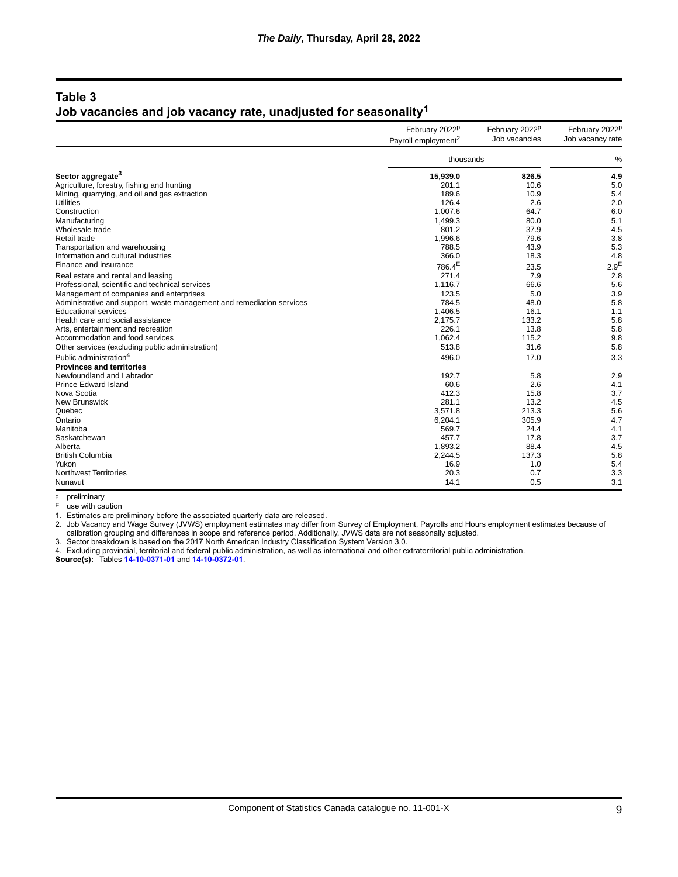## Table 3
## Job vacancies and job vacancy rate, unadjusted for seasonality[1]

| | February 2022[p] Payroll employment[2] | February 2022[p] Job vacancies | February 2022[p] Job vacancy rate |
|---|---|---|---|
| | thousands | | % |
| **Sector aggregate[3]** | **15,939.0** | **826.5** | **4.9** |
| Agriculture, forestry, fishing and hunting | 201.1 | 10.6 | 5.0 |
| Mining, quarrying, and oil and gas extraction | 189.6 | 10.9 | 5.4 |
| Utilities | 126.4 | 2.6 | 2.0 |
| Construction | 1,007.6 | 64.7 | 6.0 |
| Manufacturing | 1,499.3 | 80.0 | 5.1 |
| Wholesale trade | 801.2 | 37.9 | 4.5 |
| Retail trade | 1,996.6 | 79.6 | 3.8 |
| Transportation and warehousing | 788.5 | 43.9 | 5.3 |
| Information and cultural industries | 366.0 | 18.3 | 4.8 |
| Finance and insurance | 786.4[E] | 23.5 | 2.9[E] |
| Real estate and rental and leasing | 271.4 | 7.9 | 2.8 |
| Professional, scientific and technical services | 1,116.7 | 66.6 | 5.6 |
| Management of companies and enterprises | 123.5 | 5.0 | 3.9 |
| Administrative and support, waste management and remediation services | 784.5 | 48.0 | 5.8 |
| Educational services | 1,406.5 | 16.1 | 1.1 |
| Health care and social assistance | 2,175.7 | 133.2 | 5.8 |
| Arts, entertainment and recreation | 226.1 | 13.8 | 5.8 |
| Accommodation and food services | 1,062.4 | 115.2 | 9.8 |
| Other services (excluding public administration) | 513.8 | 31.6 | 5.8 |
| Public administration[4] | 496.0 | 17.0 | 3.3 |
| **Provinces and territories** | | | |
| Newfoundland and Labrador | 192.7 | 5.8 | 2.9 |
| Prince Edward Island | 60.6 | 2.6 | 4.1 |
| Nova Scotia | 412.3 | 15.8 | 3.7 |
| New Brunswick | 281.1 | 13.2 | 4.5 |
| Quebec | 3,571.8 | 213.3 | 5.6 |
| Ontario | 6,204.1 | 305.9 | 4.7 |
| Manitoba | 569.7 | 24.4 | 4.1 |
| Saskatchewan | 457.7 | 17.8 | 3.7 |
| Alberta | 1,893.2 | 88.4 | 4.5 |
| British Columbia | 2,244.5 | 137.3 | 5.8 |
| Yukon | 16.9 | 1.0 | 5.4 |
| Northwest Territories | 20.3 | 0.7 | 3.3 |
| Nunavut | 14.1 | 0.5 | 3.1 |

p preliminary
E use with caution
1. Estimates are preliminary before the associated quarterly data are released.
2. Job Vacancy and Wage Survey (JVWS) employment estimates may differ from Survey of Employment, Payrolls and Hours employment estimates because of calibration grouping and differences in scope and reference period. Additionally, JVWS data are not seasonally adjusted.
3. Sector breakdown is based on the 2017 North American Industry Classification System Version 3.0.
4. Excluding provincial, territorial and federal public administration, as well as international and other extraterritorial public administration.

**Source(s):** Tables **14-10-0371-01** and **14-10-0372-01**.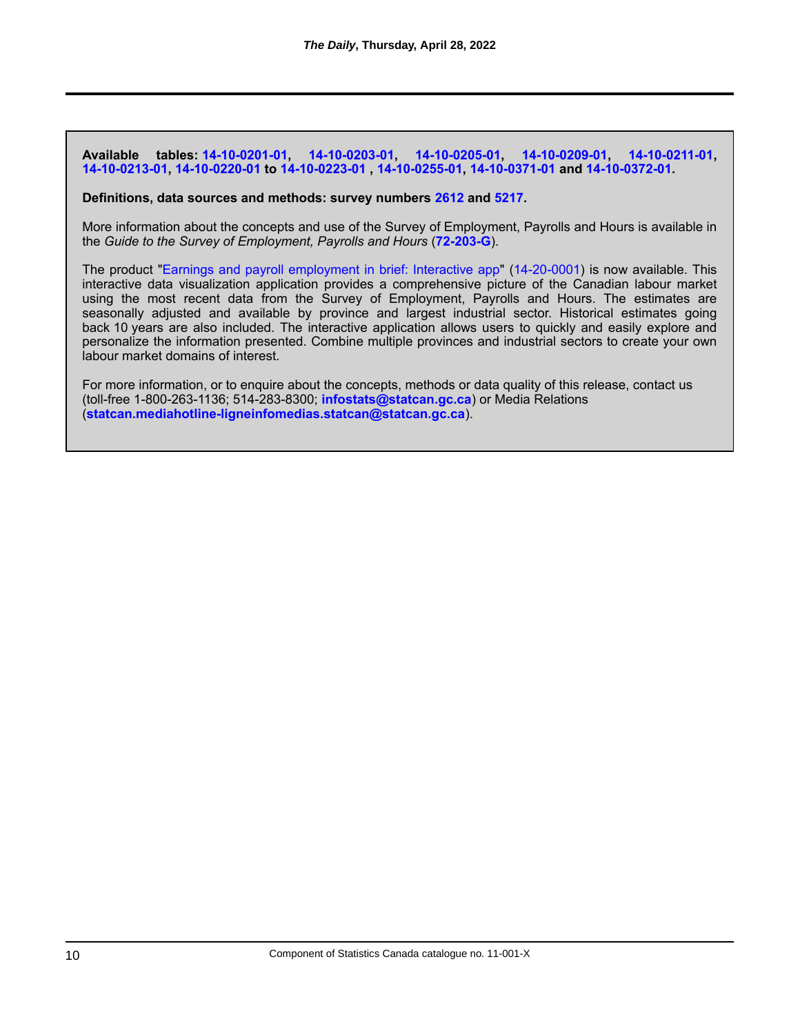**Available tables: 14-10-0201-01, 14-10-0203-01, 14-10-0205-01, 14-10-0209-01, 14-10-0211-01, 14-10-0213-01, 14-10-0220-01 to 14-10-0223-01 , 14-10-0255-01, 14-10-0371-01 and 14-10-0372-01.**

**Definitions, data sources and methods: survey numbers 2612 and 5217.**

More information about the concepts and use of the Survey of Employment, Payrolls and Hours is available in the *Guide to the Survey of Employment, Payrolls and Hours* (**72-203-G**).

The product "Earnings and payroll employment in brief: Interactive app" (14-20-0001) is now available. This interactive data visualization application provides a comprehensive picture of the Canadian labour market using the most recent data from the Survey of Employment, Payrolls and Hours. The estimates are seasonally adjusted and available by province and largest industrial sector. Historical estimates going back 10 years are also included. The interactive application allows users to quickly and easily explore and personalize the information presented. Combine multiple provinces and industrial sectors to create your own labour market domains of interest.

For more information, or to enquire about the concepts, methods or data quality of this release, contact us (toll-free 1-800-263-1136; 514-283-8300; **infostats@statcan.gc.ca**) or Media Relations (**statcan.mediahotline-ligneinfomedias.statcan@statcan.gc.ca**).